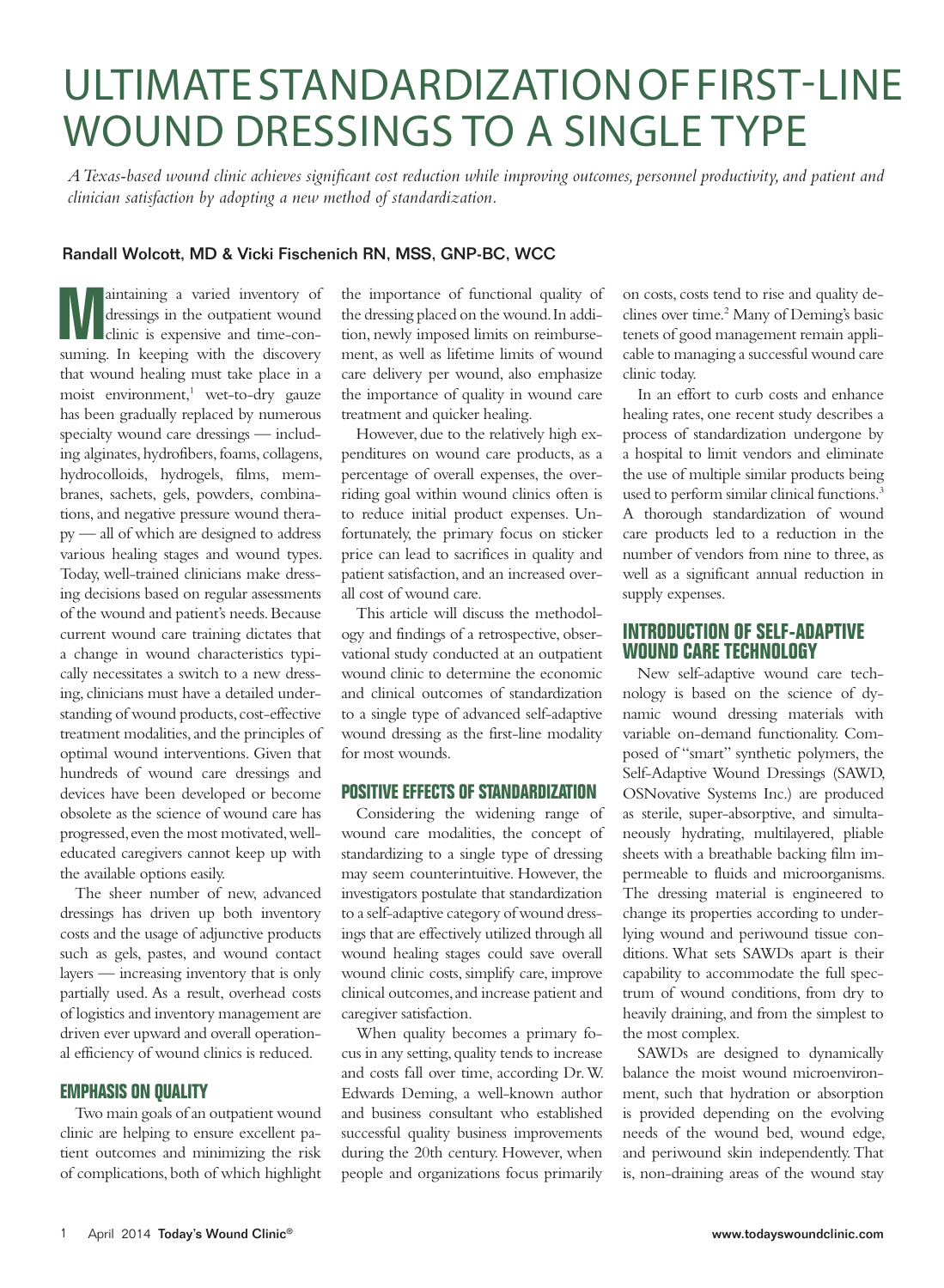# ULTIMATE STANDARDIZATION OF FIRST-LINE WOUND DRESSINGS TO A SINGLE TYPE

*A Texas-based wound clinic achieves significant cost reduction while improving outcomes, personnel productivity, and patient and clinician satisfaction by adopting a new method of standardization.*

**Randall Wolcott, MD & Vicki Fischenich RN, MSS, GNP-BC, WCC**

Maintaining a varied inventory of dressings in the outpatient wound clinic is expensive and time-consuming. In keeping with the discovery that wound healing must take place in a moist environment,[1] wet-to-dry gauze has been gradually replaced by numerous specialty wound care dressings — including alginates, hydrofibers, foams, collagens, hydrocolloids, hydrogels, films, membranes, sachets, gels, powders, combinations, and negative pressure wound therapy — all of which are designed to address various healing stages and wound types. Today, well-trained clinicians make dressing decisions based on regular assessments of the wound and patient's needs. Because current wound care training dictates that a change in wound characteristics typically necessitates a switch to a new dressing, clinicians must have a detailed understanding of wound products, cost-effective treatment modalities, and the principles of optimal wound interventions. Given that hundreds of wound care dressings and devices have been developed or become obsolete as the science of wound care has progressed, even the most motivated, well-educated caregivers cannot keep up with the available options easily.

The sheer number of new, advanced dressings has driven up both inventory costs and the usage of adjunctive products such as gels, pastes, and wound contact layers — increasing inventory that is only partially used. As a result, overhead costs of logistics and inventory management are driven ever upward and overall operational efficiency of wound clinics is reduced.

## EMPHASIS ON QUALITY

Two main goals of an outpatient wound clinic are helping to ensure excellent patient outcomes and minimizing the risk of complications, both of which highlight the importance of functional quality of the dressing placed on the wound. In addition, newly imposed limits on reimbursement, as well as lifetime limits of wound care delivery per wound, also emphasize the importance of quality in wound care treatment and quicker healing.

However, due to the relatively high expenditures on wound care products, as a percentage of overall expenses, the overriding goal within wound clinics often is to reduce initial product expenses. Unfortunately, the primary focus on sticker price can lead to sacrifices in quality and patient satisfaction, and an increased overall cost of wound care.

This article will discuss the methodology and findings of a retrospective, observational study conducted at an outpatient wound clinic to determine the economic and clinical outcomes of standardization to a single type of advanced self-adaptive wound dressing as the first-line modality for most wounds.

## POSITIVE EFFECTS OF STANDARDIZATION

Considering the widening range of wound care modalities, the concept of standardizing to a single type of dressing may seem counterintuitive. However, the investigators postulate that standardization to a self-adaptive category of wound dressings that are effectively utilized through all wound healing stages could save overall wound clinic costs, simplify care, improve clinical outcomes, and increase patient and caregiver satisfaction.

When quality becomes a primary focus in any setting, quality tends to increase and costs fall over time, according Dr. W. Edwards Deming, a well-known author and business consultant who established successful quality business improvements during the 20th century. However, when people and organizations focus primarily on costs, costs tend to rise and quality declines over time.[2] Many of Deming's basic tenets of good management remain applicable to managing a successful wound care clinic today.

In an effort to curb costs and enhance healing rates, one recent study describes a process of standardization undergone by a hospital to limit vendors and eliminate the use of multiple similar products being used to perform similar clinical functions.[3] A thorough standardization of wound care products led to a reduction in the number of vendors from nine to three, as well as a significant annual reduction in supply expenses.

## INTRODUCTION OF SELF-ADAPTIVE WOUND CARE TECHNOLOGY

New self-adaptive wound care technology is based on the science of dynamic wound dressing materials with variable on-demand functionality. Composed of "smart" synthetic polymers, the Self-Adaptive Wound Dressings (SAWD, OSNovative Systems Inc.) are produced as sterile, super-absorptive, and simultaneously hydrating, multilayered, pliable sheets with a breathable backing film impermeable to fluids and microorganisms. The dressing material is engineered to change its properties according to underlying wound and periwound tissue conditions. What sets SAWDs apart is their capability to accommodate the full spectrum of wound conditions, from dry to heavily draining, and from the simplest to the most complex.

SAWDs are designed to dynamically balance the moist wound microenvironment, such that hydration or absorption is provided depending on the evolving needs of the wound bed, wound edge, and periwound skin independently. That is, non-draining areas of the wound stay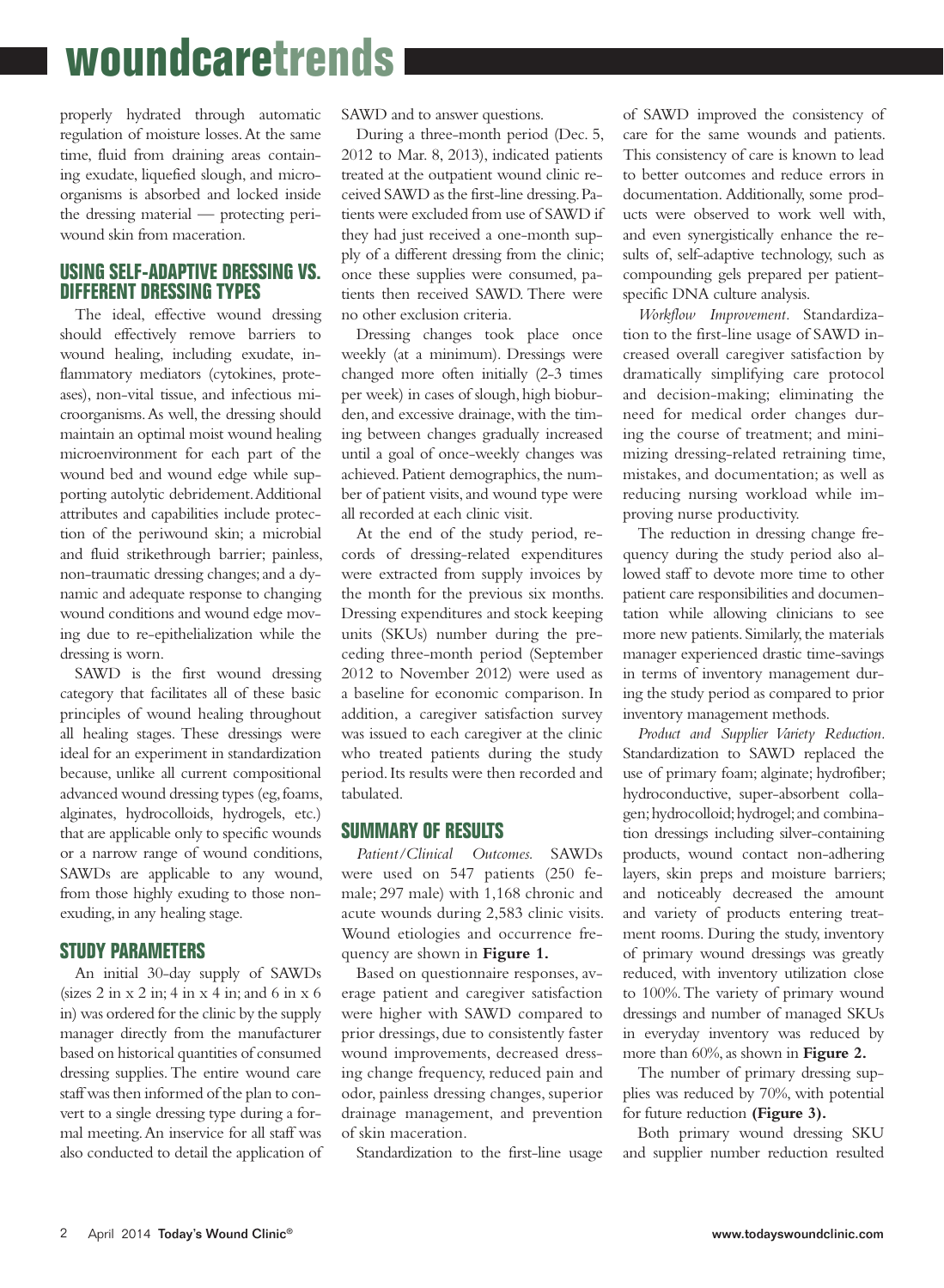properly hydrated through automatic regulation of moisture losses. At the same time, fluid from draining areas containing exudate, liquefied slough, and microorganisms is absorbed and locked inside the dressing material — protecting periwound skin from maceration.

## USING SELF-ADAPTIVE DRESSING VS. DIFFERENT DRESSING TYPES

The ideal, effective wound dressing should effectively remove barriers to wound healing, including exudate, inflammatory mediators (cytokines, proteases), non-vital tissue, and infectious microorganisms. As well, the dressing should maintain an optimal moist wound healing microenvironment for each part of the wound bed and wound edge while supporting autolytic debridement. Additional attributes and capabilities include protection of the periwound skin; a microbial and fluid strikethrough barrier; painless, non-traumatic dressing changes; and a dynamic and adequate response to changing wound conditions and wound edge moving due to re-epithelialization while the dressing is worn.

SAWD is the first wound dressing category that facilitates all of these basic principles of wound healing throughout all healing stages. These dressings were ideal for an experiment in standardization because, unlike all current compositional advanced wound dressing types (eg, foams, alginates, hydrocolloids, hydrogels, etc.) that are applicable only to specific wounds or a narrow range of wound conditions, SAWDs are applicable to any wound, from those highly exuding to those non-exuding, in any healing stage.

## STUDY PARAMETERS

An initial 30-day supply of SAWDs (sizes 2 in x 2 in; 4 in x 4 in; and 6 in x 6 in) was ordered for the clinic by the supply manager directly from the manufacturer based on historical quantities of consumed dressing supplies. The entire wound care staff was then informed of the plan to convert to a single dressing type during a formal meeting. An inservice for all staff was also conducted to detail the application of SAWD and to answer questions.

During a three-month period (Dec. 5, 2012 to Mar. 8, 2013), indicated patients treated at the outpatient wound clinic received SAWD as the first-line dressing. Patients were excluded from use of SAWD if they had just received a one-month supply of a different dressing from the clinic; once these supplies were consumed, patients then received SAWD. There were no other exclusion criteria.

Dressing changes took place once weekly (at a minimum). Dressings were changed more often initially (2-3 times per week) in cases of slough, high bioburden, and excessive drainage, with the timing between changes gradually increased until a goal of once-weekly changes was achieved. Patient demographics, the number of patient visits, and wound type were all recorded at each clinic visit.

At the end of the study period, records of dressing-related expenditures were extracted from supply invoices by the month for the previous six months. Dressing expenditures and stock keeping units (SKUs) number during the preceding three-month period (September 2012 to November 2012) were used as a baseline for economic comparison. In addition, a caregiver satisfaction survey was issued to each caregiver at the clinic who treated patients during the study period. Its results were then recorded and tabulated.

## SUMMARY OF RESULTS

*Patient/Clinical Outcomes.* SAWDs were used on 547 patients (250 female; 297 male) with 1,168 chronic and acute wounds during 2,583 clinic visits. Wound etiologies and occurrence frequency are shown in **Figure 1.**

Based on questionnaire responses, average patient and caregiver satisfaction were higher with SAWD compared to prior dressings, due to consistently faster wound improvements, decreased dressing change frequency, reduced pain and odor, painless dressing changes, superior drainage management, and prevention of skin maceration.

Standardization to the first-line usage of SAWD improved the consistency of care for the same wounds and patients. This consistency of care is known to lead to better outcomes and reduce errors in documentation. Additionally, some products were observed to work well with, and even synergistically enhance the results of, self-adaptive technology, such as compounding gels prepared per patient-specific DNA culture analysis.

*Workflow Improvement.* Standardization to the first-line usage of SAWD increased overall caregiver satisfaction by dramatically simplifying care protocol and decision-making; eliminating the need for medical order changes during the course of treatment; and minimizing dressing-related retraining time, mistakes, and documentation; as well as reducing nursing workload while improving nurse productivity.

The reduction in dressing change frequency during the study period also allowed staff to devote more time to other patient care responsibilities and documentation while allowing clinicians to see more new patients. Similarly, the materials manager experienced drastic time-savings in terms of inventory management during the study period as compared to prior inventory management methods.

*Product and Supplier Variety Reduction.* Standardization to SAWD replaced the use of primary foam; alginate; hydrofiber; hydroconductive, super-absorbent collagen; hydrocolloid; hydrogel; and combination dressings including silver-containing products, wound contact non-adhering layers, skin preps and moisture barriers; and noticeably decreased the amount and variety of products entering treatment rooms. During the study, inventory of primary wound dressings was greatly reduced, with inventory utilization close to 100%. The variety of primary wound dressings and number of managed SKUs in everyday inventory was reduced by more than 60%, as shown in **Figure 2.**

The number of primary dressing supplies was reduced by 70%, with potential for future reduction **(Figure 3).**

Both primary wound dressing SKU and supplier number reduction resulted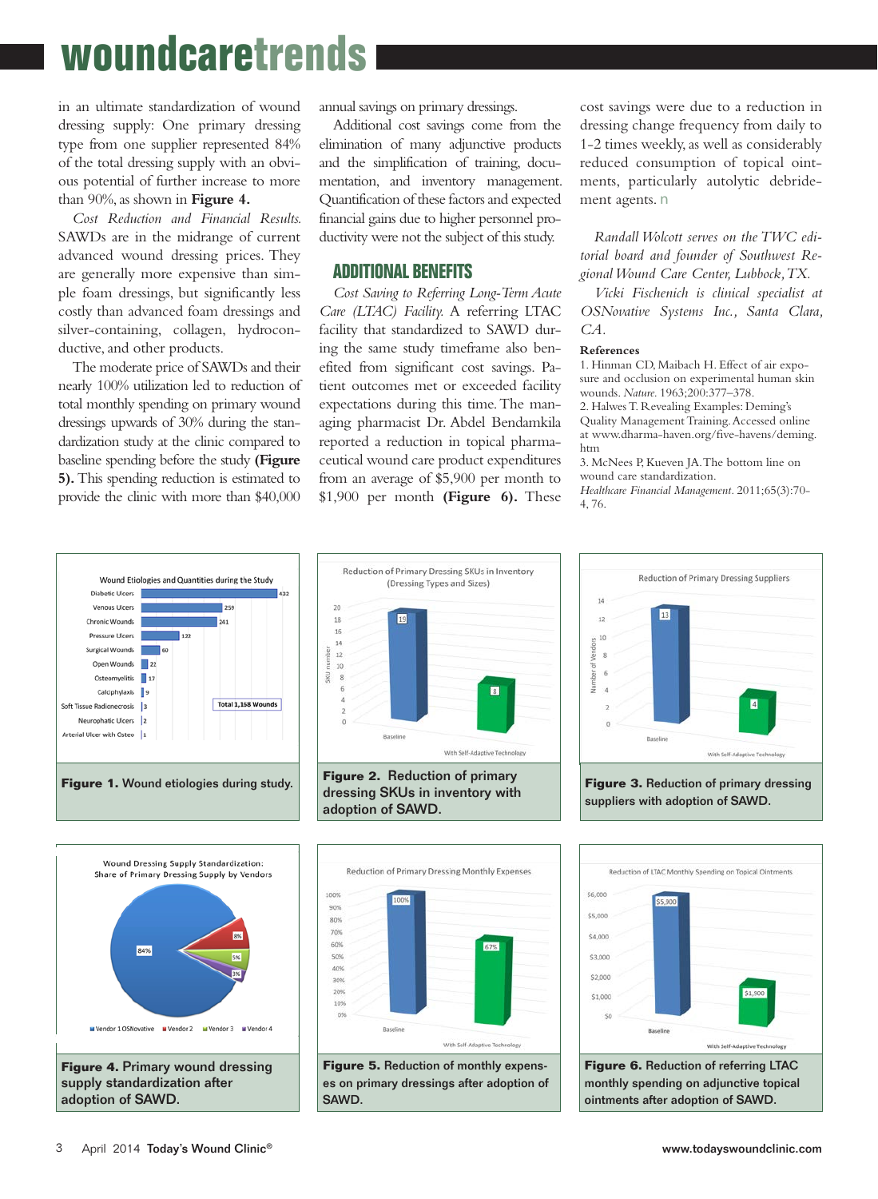in an ultimate standardization of wound dressing supply: One primary dressing type from one supplier represented 84% of the total dressing supply with an obvious potential of further increase to more than 90%, as shown in **Figure 4.**

*Cost Reduction and Financial Results.* SAWDs are in the midrange of current advanced wound dressing prices. They are generally more expensive than simple foam dressings, but significantly less costly than advanced foam dressings and silver-containing, collagen, hydroconductive, and other products.

The moderate price of SAWDs and their nearly 100% utilization led to reduction of total monthly spending on primary wound dressings upwards of 30% during the standardization study at the clinic compared to baseline spending before the study **(Figure 5).** This spending reduction is estimated to provide the clinic with more than $40,000 annual savings on primary dressings.

Additional cost savings come from the elimination of many adjunctive products and the simplification of training, documentation, and inventory management. Quantification of these factors and expected financial gains due to higher personnel productivity were not the subject of this study.

## ADDITIONAL BENEFITS

*Cost Saving to Referring Long-Term Acute Care (LTAC) Facility.* A referring LTAC facility that standardized to SAWD during the same study timeframe also benefited from significant cost savings. Patient outcomes met or exceeded facility expectations during this time. The managing pharmacist Dr. Abdel Bendamkila reported a reduction in topical pharmaceutical wound care product expenditures from an average of $5,900 per month to $1,900 per month **(Figure 6).** These cost savings were due to a reduction in dressing change frequency from daily to 1-2 times weekly, as well as considerably reduced consumption of topical ointments, particularly autolytic debridement agents.

*Randall Wolcott serves on the TWC editorial board and founder of Southwest Regional Wound Care Center, Lubbock, TX.*

*Vicki Fischenich is clinical specialist at OSNovative Systems Inc., Santa Clara, CA.*

**References**

1. Hinman CD, Maibach H. Effect of air exposure and occlusion on experimental human skin wounds. *Nature.* 1963;200:377–378.
2. Halwes T. Revealing Examples: Deming's Quality Management Training. Accessed online at www.dharma-haven.org/five-havens/deming.htm
3. McNees P, Kueven JA. The bottom line on wound care standardization. *Healthcare Financial Management.* 2011;65(3):70-4, 76.

Wound Etiologies and Quantities during the Study

Diabetic Ulcers 432
Venous Ulcers 259
Chronic Wounds 241
Pressure Ulcers 122
Surgical Wounds 60
Open Wounds 22
Osteomyelitis 17
Calciphylaxis 9
Soft Tissue Radionecrosis 3
Neurophatic Ulcers 2
Arterial Ulcer with Osteo 1

Total 1,168 Wounds

**Figure 1.** Wound etiologies during study.

Reduction of Primary Dressing SKUs in Inventory (Dressing Types and Sizes)

SKU number
20, 18, 16, 14, 12, 10, 8, 6, 4, 2, 0
19
8
Baseline
With Self-Adaptive Technology

**Figure 2.** Reduction of primary dressing SKUs in inventory with adoption of SAWD.

Reduction of Primary Dressing Suppliers

Number of Vendors
14, 12, 10, 8, 6, 4, 2, 0
13
4
Baseline
With Self-Adaptive Technology

**Figure 3.** Reduction of primary dressing suppliers with adoption of SAWD.

Wound Dressing Supply Standardization: Share of Primary Dressing Supply by Vendors

84%
8%
5%
3%

Vendor 1 OSNovative, Vendor 2, Vendor 3, Vendor 4

**Figure 4.** Primary wound dressing supply standardization after adoption of SAWD.

Reduction of Primary Dressing Monthly Expenses

100%, 90%, 80%, 70%, 60%, 50%, 40%, 30%, 20%, 10%, 0%
100%
67%
Baseline
With Self-Adaptive Technology

**Figure 5.** Reduction of monthly expenses on primary dressings after adoption of SAWD.

Reduction of LTAC Monthly Spending on Topical Ointments

$6,000, $5,000, $4,000, $3,000, $2,000, $1,000, $0
$5,900
$1,900
Baseline
With Self-Adaptive Technology

**Figure 6.** Reduction of referring LTAC monthly spending on adjunctive topical ointments after adoption of SAWD.